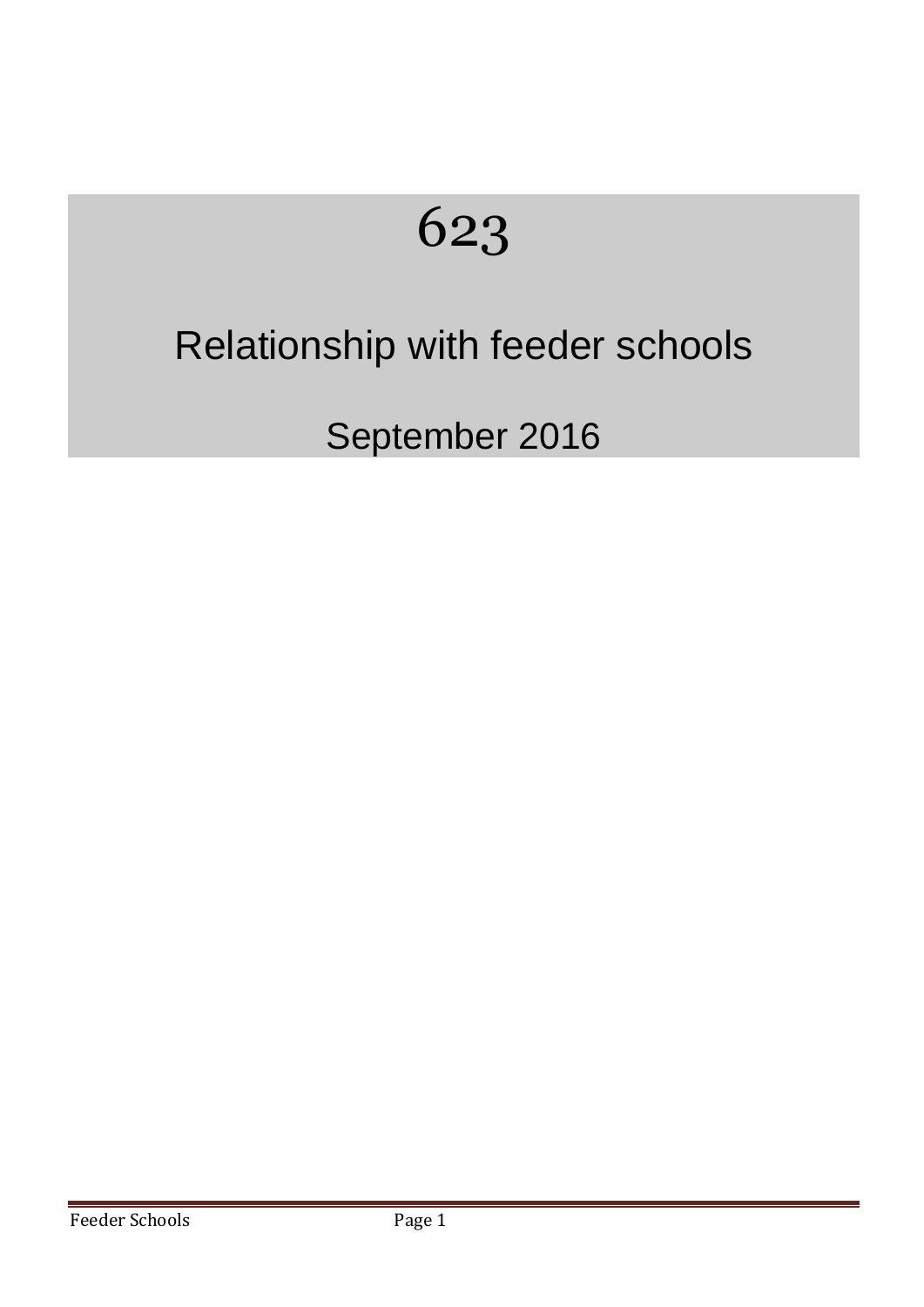# 623

## Relationship with feeder schools

September 2016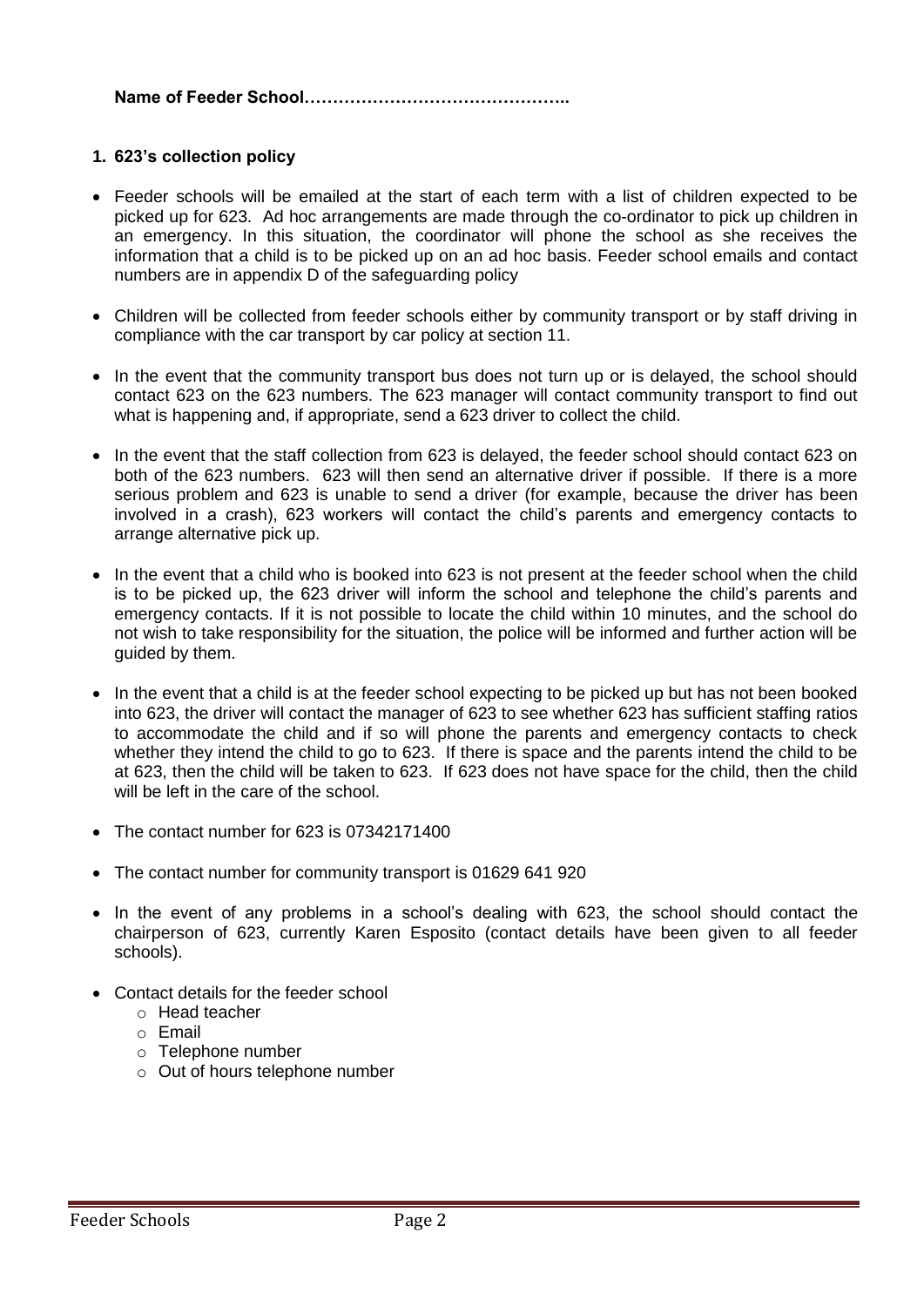**Name of Feeder School………………………………………..**

## 1. 623's collection policy

- Feeder schools will be emailed at the start of each term with a list of children expected to be picked up for 623. Ad hoc arrangements are made through the co-ordinator to pick up children in an emergency. In this situation, the coordinator will phone the school as she receives the information that a child is to be picked up on an ad hoc basis. Feeder school emails and contact numbers are in appendix D of the safeguarding policy

- Children will be collected from feeder schools either by community transport or by staff driving in compliance with the car transport by car policy at section 11.

- In the event that the community transport bus does not turn up or is delayed, the school should contact 623 on the 623 numbers. The 623 manager will contact community transport to find out what is happening and, if appropriate, send a 623 driver to collect the child.

- In the event that the staff collection from 623 is delayed, the feeder school should contact 623 on both of the 623 numbers. 623 will then send an alternative driver if possible. If there is a more serious problem and 623 is unable to send a driver (for example, because the driver has been involved in a crash), 623 workers will contact the child's parents and emergency contacts to arrange alternative pick up.

- In the event that a child who is booked into 623 is not present at the feeder school when the child is to be picked up, the 623 driver will inform the school and telephone the child's parents and emergency contacts. If it is not possible to locate the child within 10 minutes, and the school do not wish to take responsibility for the situation, the police will be informed and further action will be guided by them.

- In the event that a child is at the feeder school expecting to be picked up but has not been booked into 623, the driver will contact the manager of 623 to see whether 623 has sufficient staffing ratios to accommodate the child and if so will phone the parents and emergency contacts to check whether they intend the child to go to 623. If there is space and the parents intend the child to be at 623, then the child will be taken to 623. If 623 does not have space for the child, then the child will be left in the care of the school.

- The contact number for 623 is 07342171400

- The contact number for community transport is 01629 641 920

- In the event of any problems in a school's dealing with 623, the school should contact the chairperson of 623, currently Karen Esposito (contact details have been given to all feeder schools).

- Contact details for the feeder school
  - Head teacher
  - Email
  - Telephone number
  - Out of hours telephone number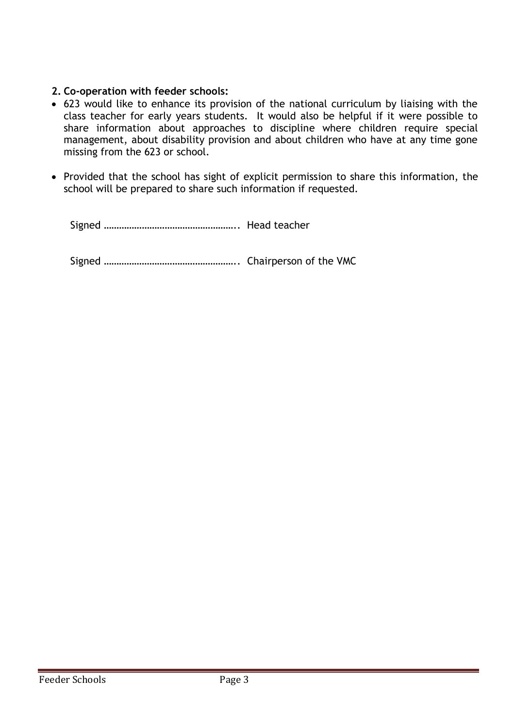**2. Co-operation with feeder schools:**

- 623 would like to enhance its provision of the national curriculum by liaising with the class teacher for early years students. It would also be helpful if it were possible to share information about approaches to discipline where children require special management, about disability provision and about children who have at any time gone missing from the 623 or school.

- Provided that the school has sight of explicit permission to share this information, the school will be prepared to share such information if requested.

Signed …………………………………………….. Head teacher

Signed …………………………………………….. Chairperson of the VMC